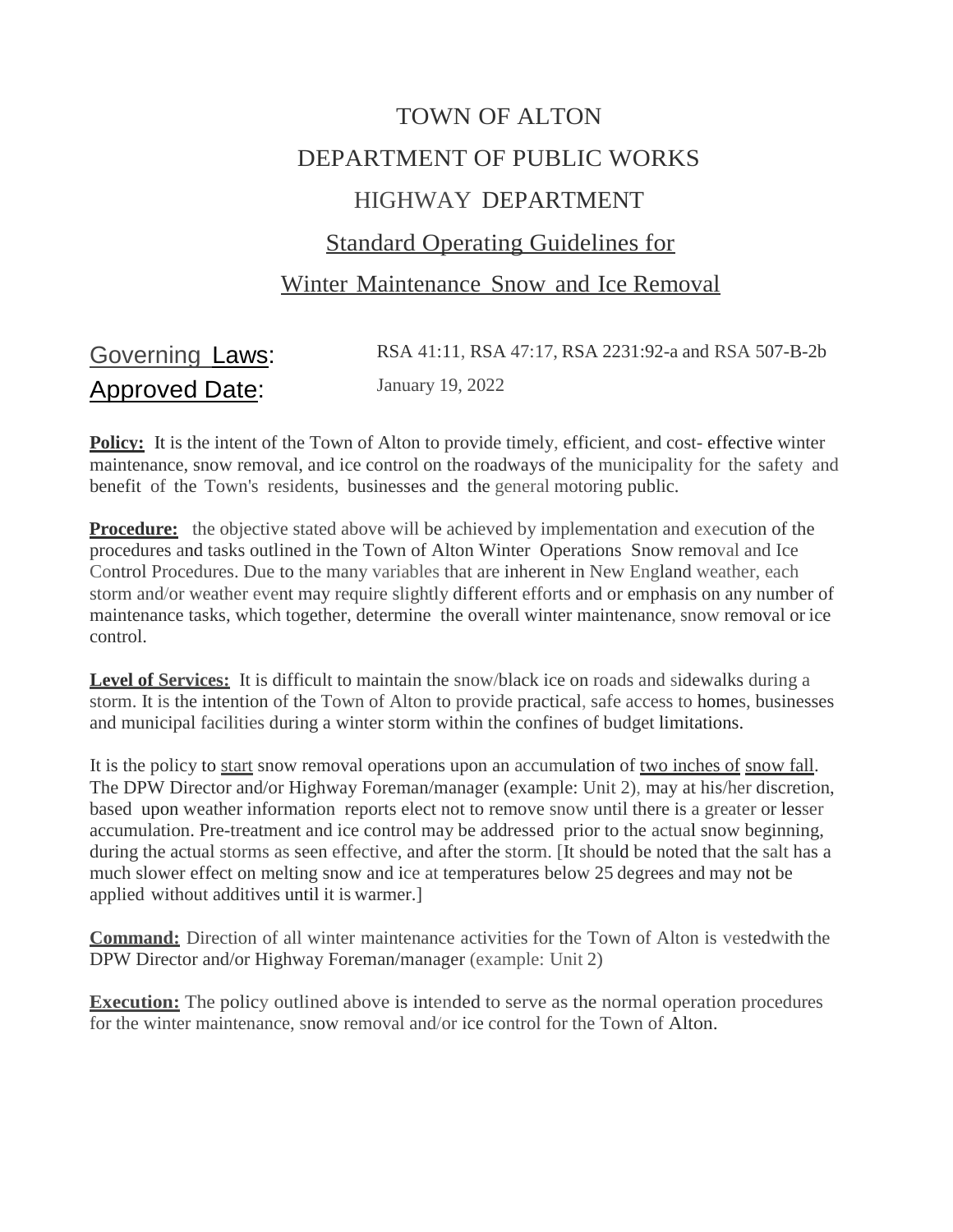# TOWN OF ALTON

## DEPARTMENT OF PUBLIC WORKS

## HIGHWAY DEPARTMENT

## Standard Operating Guidelines for

## Winter Maintenance Snow and Ice Removal

**Governing Laws:** RSA 41:11, RSA 47:17, RSA 2231:92-a and RSA 507-B-2b

**Approved Date:** January 19, 2022

**Policy:** It is the intent of the Town of Alton to provide timely, efficient, and cost- effective winter maintenance, snow removal, and ice control on the roadways of the municipality for the safety and benefit of the Town's residents, businesses and the general motoring public.

**Procedure:** the objective stated above will be achieved by implementation and execution of the procedures and tasks outlined in the Town of Alton Winter Operations Snow removal and Ice Control Procedures. Due to the many variables that are inherent in New England weather, each storm and/or weather event may require slightly different efforts and or emphasis on any number of maintenance tasks, which together, determine the overall winter maintenance, snow removal or ice control.

**Level of Services:** It is difficult to maintain the snow/black ice on roads and sidewalks during a storm. It is the intention of the Town of Alton to provide practical, safe access to homes, businesses and municipal facilities during a winter storm within the confines of budget limitations.

It is the policy to start snow removal operations upon an accumulation of two inches of snow fall. The DPW Director and/or Highway Foreman/manager (example: Unit 2), may at his/her discretion, based upon weather information reports elect not to remove snow until there is a greater or lesser accumulation. Pre-treatment and ice control may be addressed prior to the actual snow beginning, during the actual storms as seen effective, and after the storm. [It should be noted that the salt has a much slower effect on melting snow and ice at temperatures below 25 degrees and may not be applied without additives until it is warmer.]

**Command:** Direction of all winter maintenance activities for the Town of Alton is vestedwith the DPW Director and/or Highway Foreman/manager (example: Unit 2)

**Execution:** The policy outlined above is intended to serve as the normal operation procedures for the winter maintenance, snow removal and/or ice control for the Town of Alton.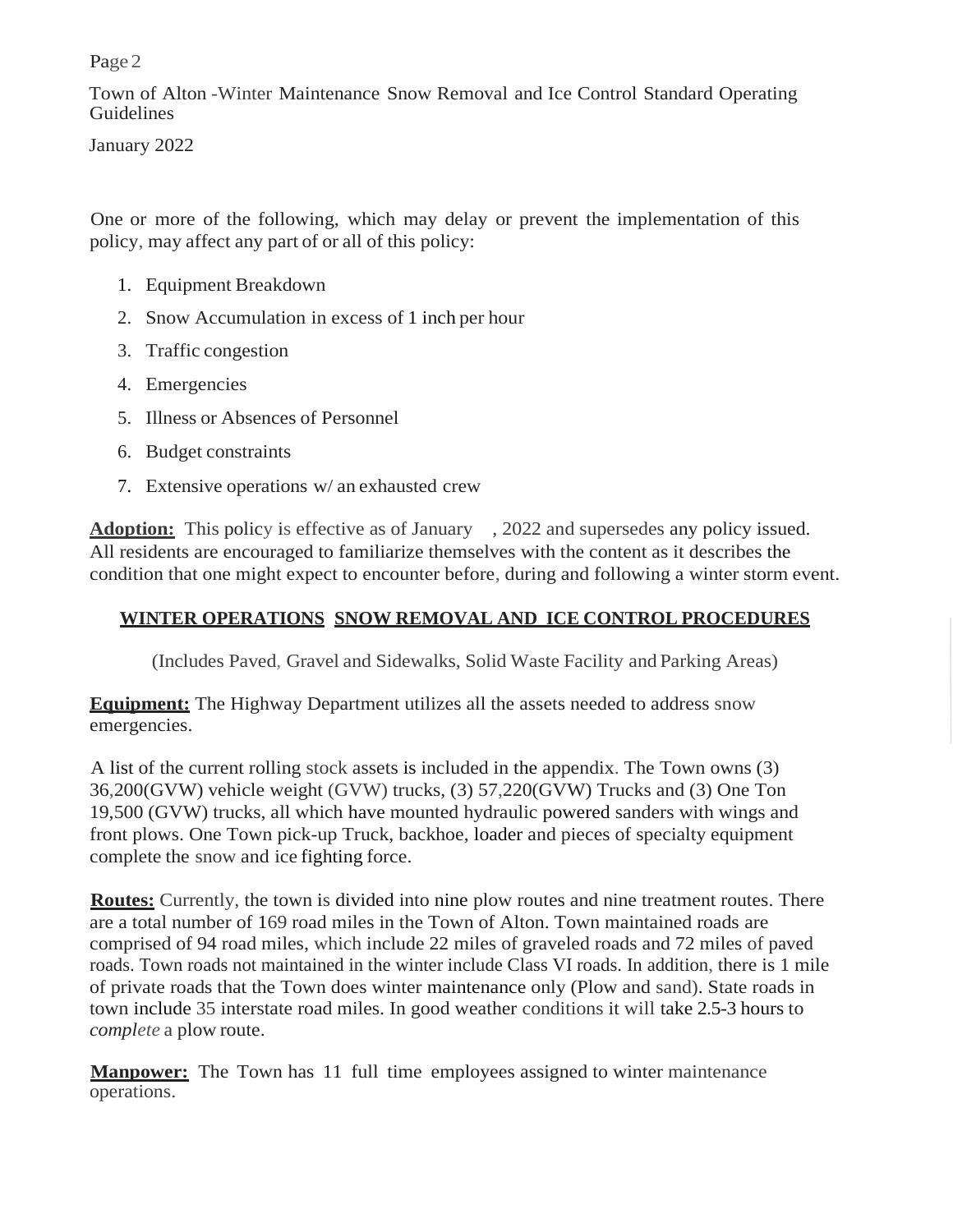One or more of the following, which may delay or prevent the implementation of this policy, may affect any part of or all of this policy:

1. Equipment Breakdown
2. Snow Accumulation in excess of 1 inch per hour
3. Traffic congestion
4. Emergencies
5. Illness or Absences of Personnel
6. Budget constraints
7. Extensive operations w/ an exhausted crew

**Adoption:** This policy is effective as of January , 2022 and supersedes any policy issued. All residents are encouraged to familiarize themselves with the content as it describes the condition that one might expect to encounter before, during and following a winter storm event.

## WINTER OPERATIONS SNOW REMOVAL AND ICE CONTROL PROCEDURES

(Includes Paved, Gravel and Sidewalks, Solid Waste Facility and Parking Areas)

**Equipment:** The Highway Department utilizes all the assets needed to address snow emergencies.

A list of the current rolling stock assets is included in the appendix. The Town owns (3) 36,200(GVW) vehicle weight (GVW) trucks, (3) 57,220(GVW) Trucks and (3) One Ton 19,500 (GVW) trucks, all which have mounted hydraulic powered sanders with wings and front plows. One Town pick-up Truck, backhoe, loader and pieces of specialty equipment complete the snow and ice fighting force.

**Routes:** Currently, the town is divided into nine plow routes and nine treatment routes. There are a total number of 169 road miles in the Town of Alton. Town maintained roads are comprised of 94 road miles, which include 22 miles of graveled roads and 72 miles of paved roads. Town roads not maintained in the winter include Class VI roads. In addition, there is 1 mile of private roads that the Town does winter maintenance only (Plow and sand). State roads in town include 35 interstate road miles. In good weather conditions it will take 2.5-3 hours to *complete* a plow route.

**Manpower:** The Town has 11 full time employees assigned to winter maintenance operations.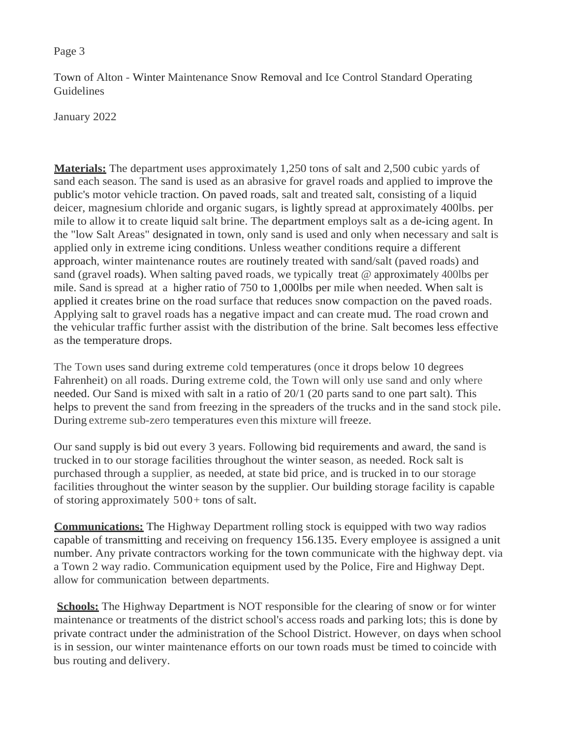Town of Alton - Winter Maintenance Snow Removal and Ice Control Standard Operating Guidelines

January 2022

**Materials:** The department uses approximately 1,250 tons of salt and 2,500 cubic yards of sand each season. The sand is used as an abrasive for gravel roads and applied to improve the public's motor vehicle traction. On paved roads, salt and treated salt, consisting of a liquid deicer, magnesium chloride and organic sugars, is lightly spread at approximately 400lbs. per mile to allow it to create liquid salt brine. The department employs salt as a de-icing agent. In the "low Salt Areas" designated in town, only sand is used and only when necessary and salt is applied only in extreme icing conditions. Unless weather conditions require a different approach, winter maintenance routes are routinely treated with sand/salt (paved roads) and sand (gravel roads). When salting paved roads, we typically treat @ approximately 400lbs per mile. Sand is spread at a higher ratio of 750 to 1,000lbs per mile when needed. When salt is applied it creates brine on the road surface that reduces snow compaction on the paved roads. Applying salt to gravel roads has a negative impact and can create mud. The road crown and the vehicular traffic further assist with the distribution of the brine. Salt becomes less effective as the temperature drops.

The Town uses sand during extreme cold temperatures (once it drops below 10 degrees Fahrenheit) on all roads. During extreme cold, the Town will only use sand and only where needed. Our Sand is mixed with salt in a ratio of 20/1 (20 parts sand to one part salt). This helps to prevent the sand from freezing in the spreaders of the trucks and in the sand stock pile. During extreme sub-zero temperatures even this mixture will freeze.

Our sand supply is bid out every 3 years. Following bid requirements and award, the sand is trucked in to our storage facilities throughout the winter season, as needed. Rock salt is purchased through a supplier, as needed, at state bid price, and is trucked in to our storage facilities throughout the winter season by the supplier. Our building storage facility is capable of storing approximately 500+ tons of salt.

**Communications:** The Highway Department rolling stock is equipped with two way radios capable of transmitting and receiving on frequency 156.135. Every employee is assigned a unit number. Any private contractors working for the town communicate with the highway dept. via a Town 2 way radio. Communication equipment used by the Police, Fire and Highway Dept. allow for communication between departments.

**Schools:** The Highway Department is NOT responsible for the clearing of snow or for winter maintenance or treatments of the district school's access roads and parking lots; this is done by private contract under the administration of the School District. However, on days when school is in session, our winter maintenance efforts on our town roads must be timed to coincide with bus routing and delivery.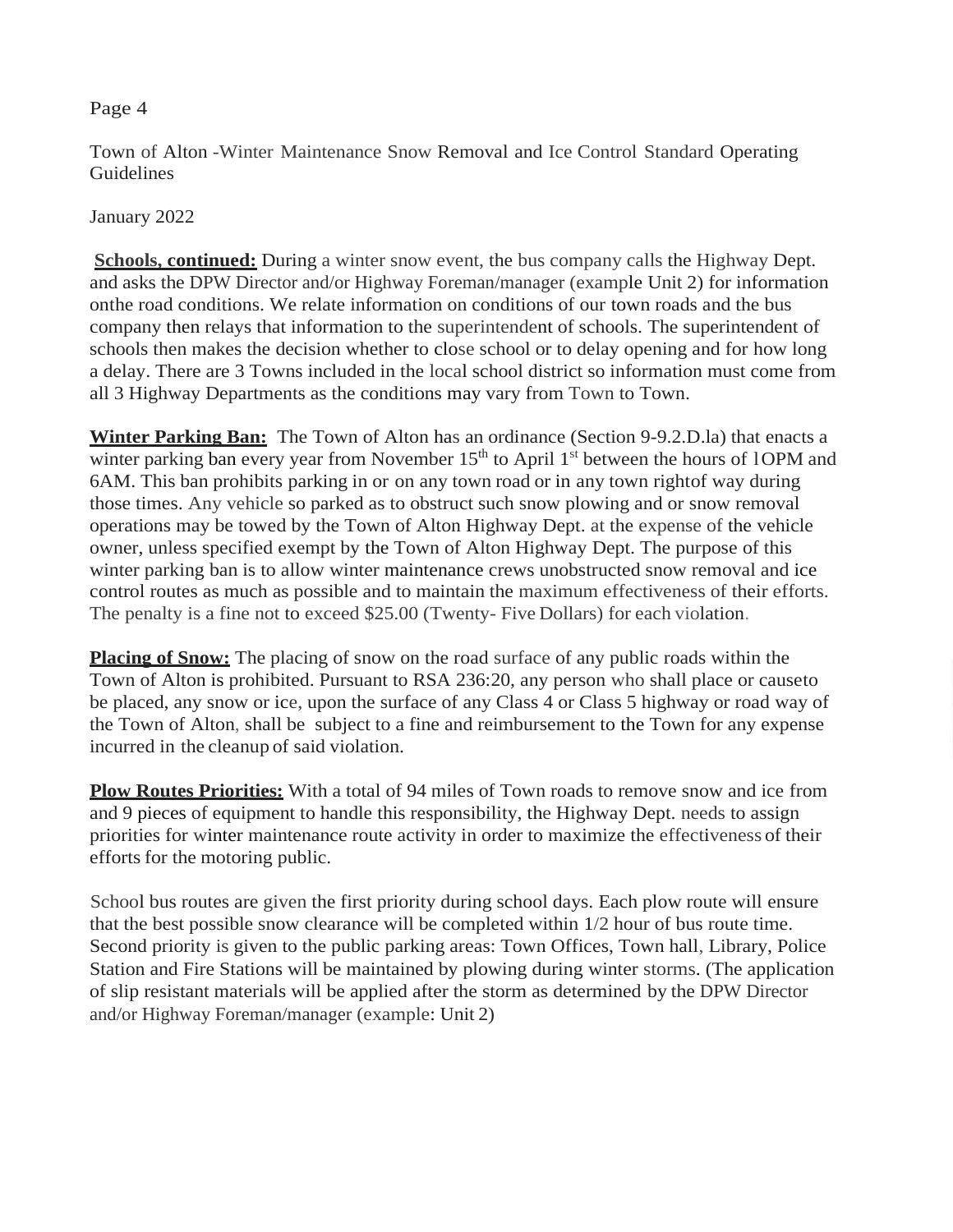Town of Alton -Winter Maintenance Snow Removal and Ice Control Standard Operating Guidelines

January 2022

**Schools, continued:** During a winter snow event, the bus company calls the Highway Dept. and asks the DPW Director and/or Highway Foreman/manager (example Unit 2) for information onthe road conditions. We relate information on conditions of our town roads and the bus company then relays that information to the superintendent of schools. The superintendent of schools then makes the decision whether to close school or to delay opening and for how long a delay. There are 3 Towns included in the local school district so information must come from all 3 Highway Departments as the conditions may vary from Town to Town.

**Winter Parking Ban:** The Town of Alton has an ordinance (Section 9-9.2.D.la) that enacts a winter parking ban every year from November 15th to April 1st between the hours of lOPM and 6AM. This ban prohibits parking in or on any town road or in any town rightof way during those times. Any vehicle so parked as to obstruct such snow plowing and or snow removal operations may be towed by the Town of Alton Highway Dept. at the expense of the vehicle owner, unless specified exempt by the Town of Alton Highway Dept. The purpose of this winter parking ban is to allow winter maintenance crews unobstructed snow removal and ice control routes as much as possible and to maintain the maximum effectiveness of their efforts. The penalty is a fine not to exceed $25.00 (Twenty- Five Dollars) for each violation.

**Placing of Snow:** The placing of snow on the road surface of any public roads within the Town of Alton is prohibited. Pursuant to RSA 236:20, any person who shall place or causeto be placed, any snow or ice, upon the surface of any Class 4 or Class 5 highway or road way of the Town of Alton, shall be subject to a fine and reimbursement to the Town for any expense incurred in the cleanup of said violation.

**Plow Routes Priorities:** With a total of 94 miles of Town roads to remove snow and ice from and 9 pieces of equipment to handle this responsibility, the Highway Dept. needs to assign priorities for winter maintenance route activity in order to maximize the effectiveness of their efforts for the motoring public.

School bus routes are given the first priority during school days. Each plow route will ensure that the best possible snow clearance will be completed within 1/2 hour of bus route time. Second priority is given to the public parking areas: Town Offices, Town hall, Library, Police Station and Fire Stations will be maintained by plowing during winter storms. (The application of slip resistant materials will be applied after the storm as determined by the DPW Director and/or Highway Foreman/manager (example: Unit 2)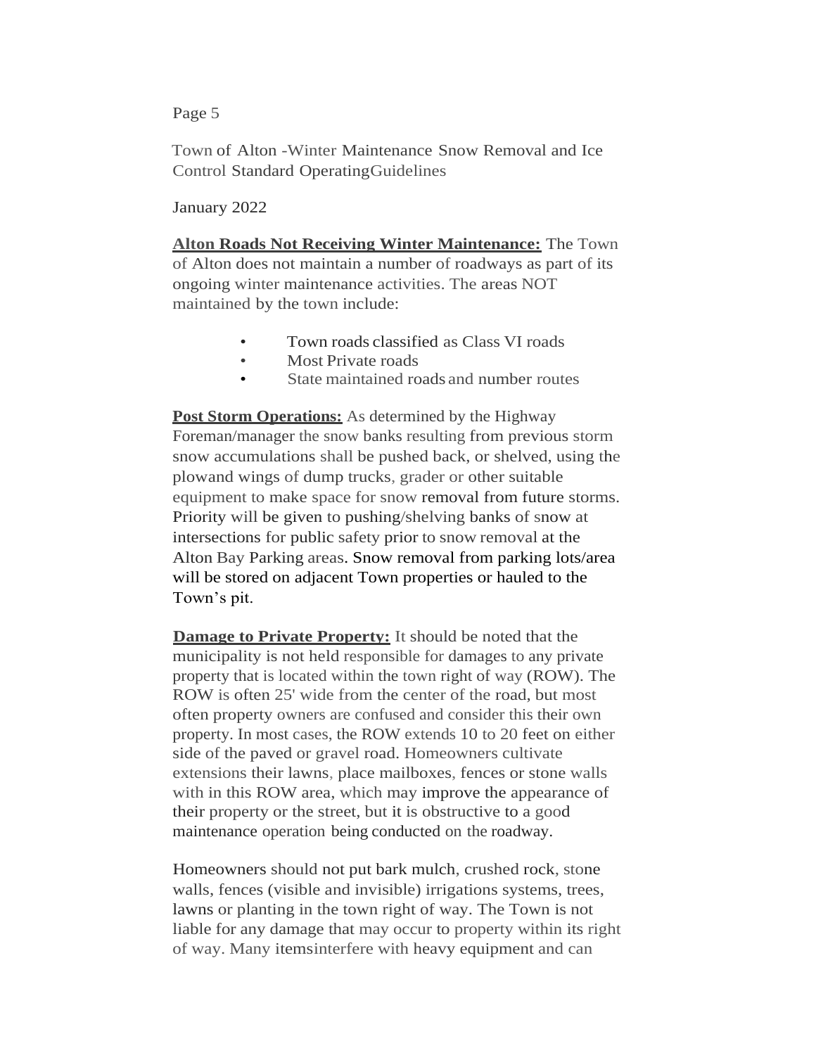Town of Alton -Winter Maintenance Snow Removal and Ice Control Standard OperatingGuidelines

January 2022

**Alton Roads Not Receiving Winter Maintenance:** The Town of Alton does not maintain a number of roadways as part of its ongoing winter maintenance activities. The areas NOT maintained by the town include:

- Town roads classified as Class VI roads
- Most Private roads
- State maintained roads and number routes

**Post Storm Operations:** As determined by the Highway Foreman/manager the snow banks resulting from previous storm snow accumulations shall be pushed back, or shelved, using the plowand wings of dump trucks, grader or other suitable equipment to make space for snow removal from future storms. Priority will be given to pushing/shelving banks of snow at intersections for public safety prior to snow removal at the Alton Bay Parking areas. Snow removal from parking lots/area will be stored on adjacent Town properties or hauled to the Town's pit.

**Damage to Private Property:** It should be noted that the municipality is not held responsible for damages to any private property that is located within the town right of way (ROW). The ROW is often 25' wide from the center of the road, but most often property owners are confused and consider this their own property. In most cases, the ROW extends 10 to 20 feet on either side of the paved or gravel road. Homeowners cultivate extensions their lawns, place mailboxes, fences or stone walls with in this ROW area, which may improve the appearance of their property or the street, but it is obstructive to a good maintenance operation being conducted on the roadway.

Homeowners should not put bark mulch, crushed rock, stone walls, fences (visible and invisible) irrigations systems, trees, lawns or planting in the town right of way. The Town is not liable for any damage that may occur to property within its right of way. Many itemsinterfere with heavy equipment and can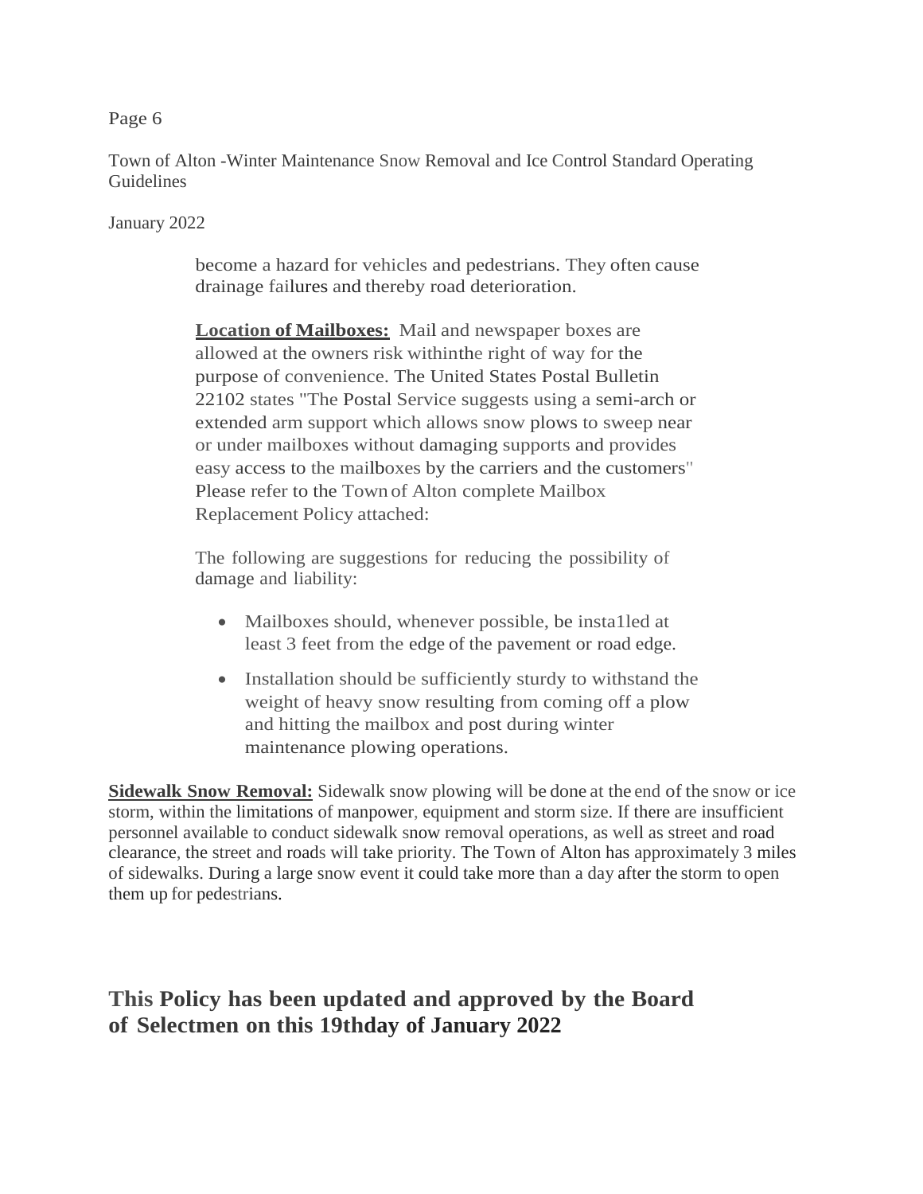become a hazard for vehicles and pedestrians. They often cause drainage failures and thereby road deterioration.

**Location of Mailboxes:** Mail and newspaper boxes are allowed at the owners risk withinthe right of way for the purpose of convenience. The United States Postal Bulletin 22102 states "The Postal Service suggests using a semi-arch or extended arm support which allows snow plows to sweep near or under mailboxes without damaging supports and provides easy access to the mailboxes by the carriers and the customers" Please refer to the Town of Alton complete Mailbox Replacement Policy attached:

The following are suggestions for reducing the possibility of damage and liability:

- Mailboxes should, whenever possible, be insta1led at least 3 feet from the edge of the pavement or road edge.
- Installation should be sufficiently sturdy to withstand the weight of heavy snow resulting from coming off a plow and hitting the mailbox and post during winter maintenance plowing operations.

**Sidewalk Snow Removal:** Sidewalk snow plowing will be done at the end of the snow or ice storm, within the limitations of manpower, equipment and storm size. If there are insufficient personnel available to conduct sidewalk snow removal operations, as well as street and road clearance, the street and roads will take priority. The Town of Alton has approximately 3 miles of sidewalks. During a large snow event it could take more than a day after the storm to open them up for pedestrians.

## This Policy has been updated and approved by the Board of Selectmen on this 19thday of January 2022